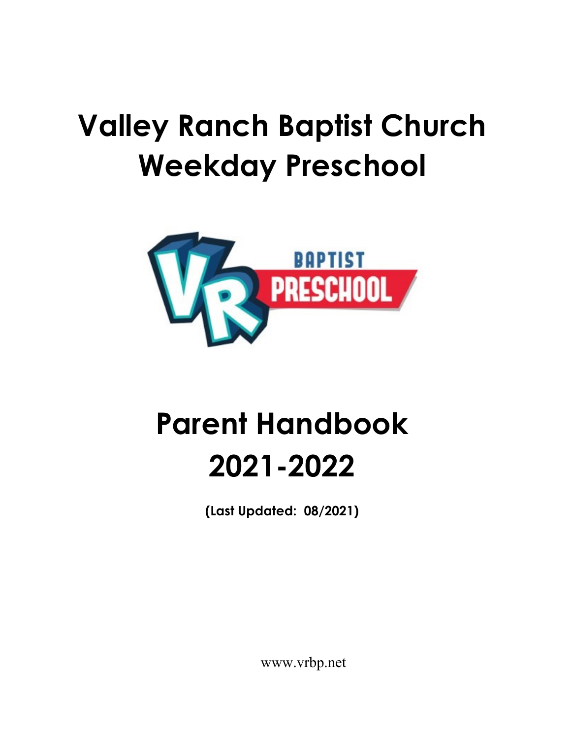# Valley Ranch Baptist Church Weekday Preschool

# Parent Handbook 2021-2022

**(Last Updated: 08/2021)**

www.vrbp.net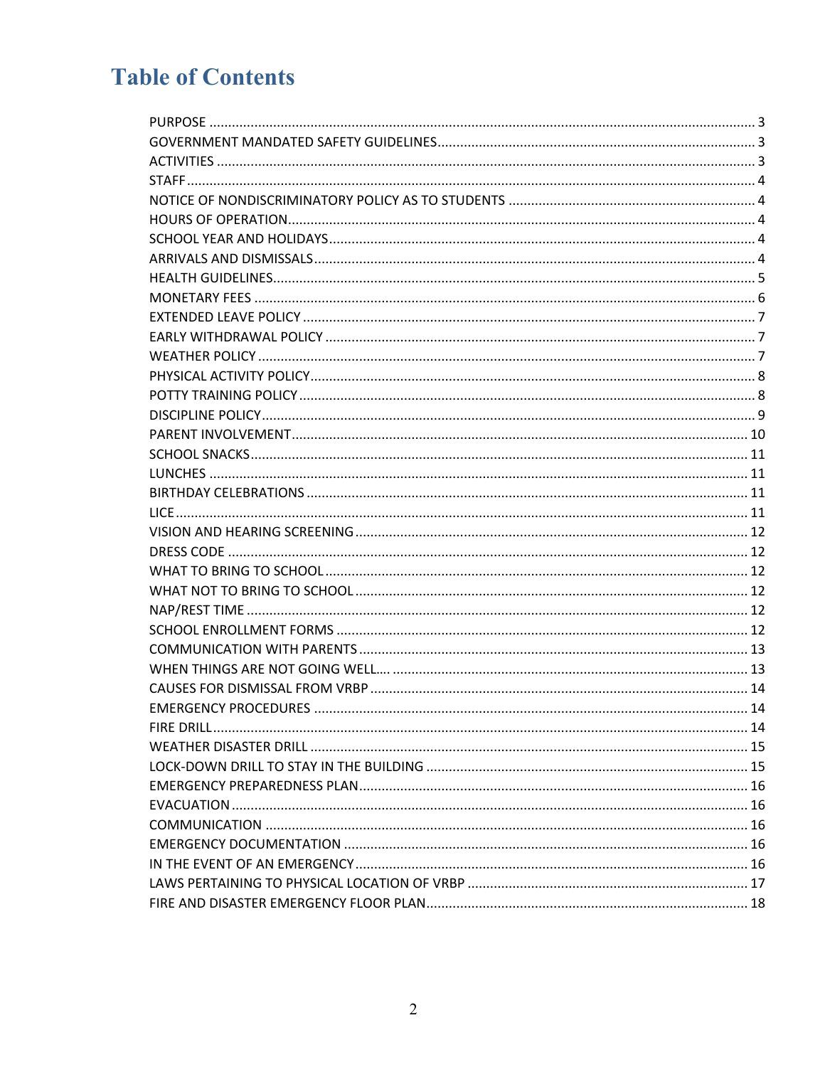# Table of Contents

| Section | Page |
|---|---|
| PURPOSE | 3 |
| GOVERNMENT MANDATED SAFETY GUIDELINES | 3 |
| ACTIVITIES | 3 |
| STAFF | 4 |
| NOTICE OF NONDISCRIMINATORY POLICY AS TO STUDENTS | 4 |
| HOURS OF OPERATION | 4 |
| SCHOOL YEAR AND HOLIDAYS | 4 |
| ARRIVALS AND DISMISSALS | 4 |
| HEALTH GUIDELINES | 5 |
| MONETARY FEES | 6 |
| EXTENDED LEAVE POLICY | 7 |
| EARLY WITHDRAWAL POLICY | 7 |
| WEATHER POLICY | 7 |
| PHYSICAL ACTIVITY POLICY | 8 |
| POTTY TRAINING POLICY | 8 |
| DISCIPLINE POLICY | 9 |
| PARENT INVOLVEMENT | 10 |
| SCHOOL SNACKS | 11 |
| LUNCHES | 11 |
| BIRTHDAY CELEBRATIONS | 11 |
| LICE | 11 |
| VISION AND HEARING SCREENING | 12 |
| DRESS CODE | 12 |
| WHAT TO BRING TO SCHOOL | 12 |
| WHAT NOT TO BRING TO SCHOOL | 12 |
| NAP/REST TIME | 12 |
| SCHOOL ENROLLMENT FORMS | 12 |
| COMMUNICATION WITH PARENTS | 13 |
| WHEN THINGS ARE NOT GOING WELL…. | 13 |
| CAUSES FOR DISMISSAL FROM VRBP | 14 |
| EMERGENCY PROCEDURES | 14 |
| FIRE DRILL | 14 |
| WEATHER DISASTER DRILL | 15 |
| LOCK-DOWN DRILL TO STAY IN THE BUILDING | 15 |
| EMERGENCY PREPAREDNESS PLAN | 16 |
| EVACUATION | 16 |
| COMMUNICATION | 16 |
| EMERGENCY DOCUMENTATION | 16 |
| IN THE EVENT OF AN EMERGENCY | 16 |
| LAWS PERTAINING TO PHYSICAL LOCATION OF VRBP | 17 |
| FIRE AND DISASTER EMERGENCY FLOOR PLAN | 18 |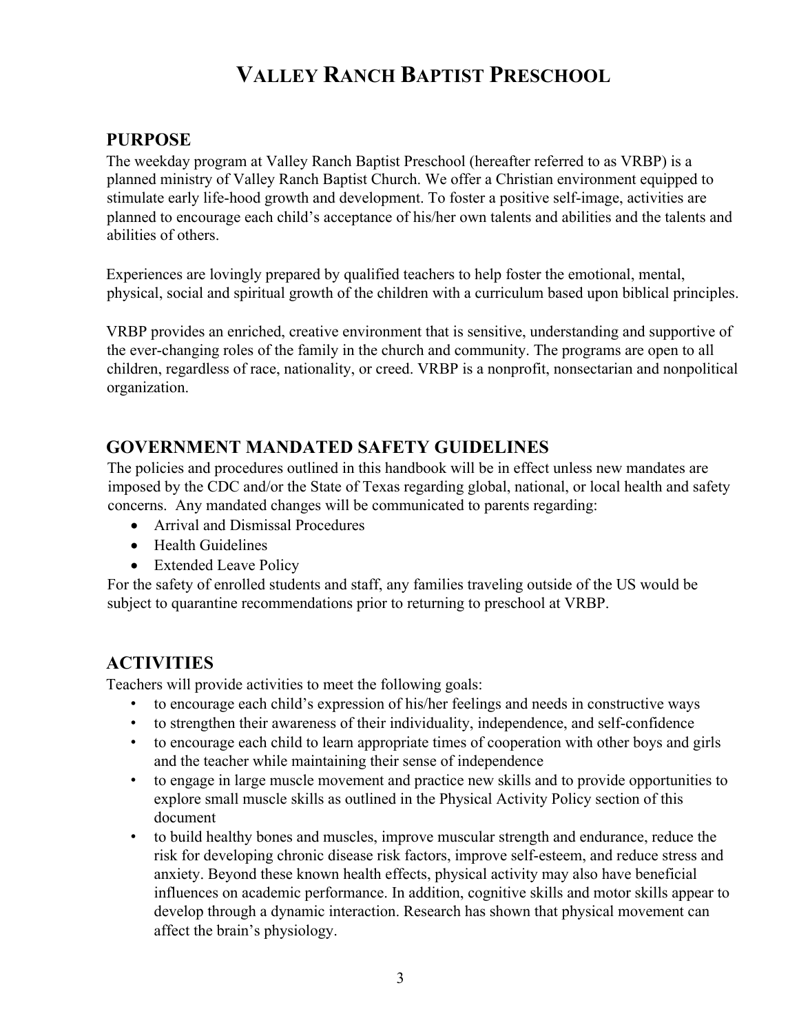# VALLEY RANCH BAPTIST PRESCHOOL

## PURPOSE

The weekday program at Valley Ranch Baptist Preschool (hereafter referred to as VRBP) is a planned ministry of Valley Ranch Baptist Church. We offer a Christian environment equipped to stimulate early life-hood growth and development. To foster a positive self-image, activities are planned to encourage each child's acceptance of his/her own talents and abilities and the talents and abilities of others.

Experiences are lovingly prepared by qualified teachers to help foster the emotional, mental, physical, social and spiritual growth of the children with a curriculum based upon biblical principles.

VRBP provides an enriched, creative environment that is sensitive, understanding and supportive of the ever-changing roles of the family in the church and community. The programs are open to all children, regardless of race, nationality, or creed. VRBP is a nonprofit, nonsectarian and nonpolitical organization.

## GOVERNMENT MANDATED SAFETY GUIDELINES

The policies and procedures outlined in this handbook will be in effect unless new mandates are imposed by the CDC and/or the State of Texas regarding global, national, or local health and safety concerns. Any mandated changes will be communicated to parents regarding:

- Arrival and Dismissal Procedures
- Health Guidelines
- Extended Leave Policy

For the safety of enrolled students and staff, any families traveling outside of the US would be subject to quarantine recommendations prior to returning to preschool at VRBP.

## ACTIVITIES

Teachers will provide activities to meet the following goals:

- to encourage each child's expression of his/her feelings and needs in constructive ways
- to strengthen their awareness of their individuality, independence, and self-confidence
- to encourage each child to learn appropriate times of cooperation with other boys and girls and the teacher while maintaining their sense of independence
- to engage in large muscle movement and practice new skills and to provide opportunities to explore small muscle skills as outlined in the Physical Activity Policy section of this document
- to build healthy bones and muscles, improve muscular strength and endurance, reduce the risk for developing chronic disease risk factors, improve self-esteem, and reduce stress and anxiety. Beyond these known health effects, physical activity may also have beneficial influences on academic performance. In addition, cognitive skills and motor skills appear to develop through a dynamic interaction. Research has shown that physical movement can affect the brain's physiology.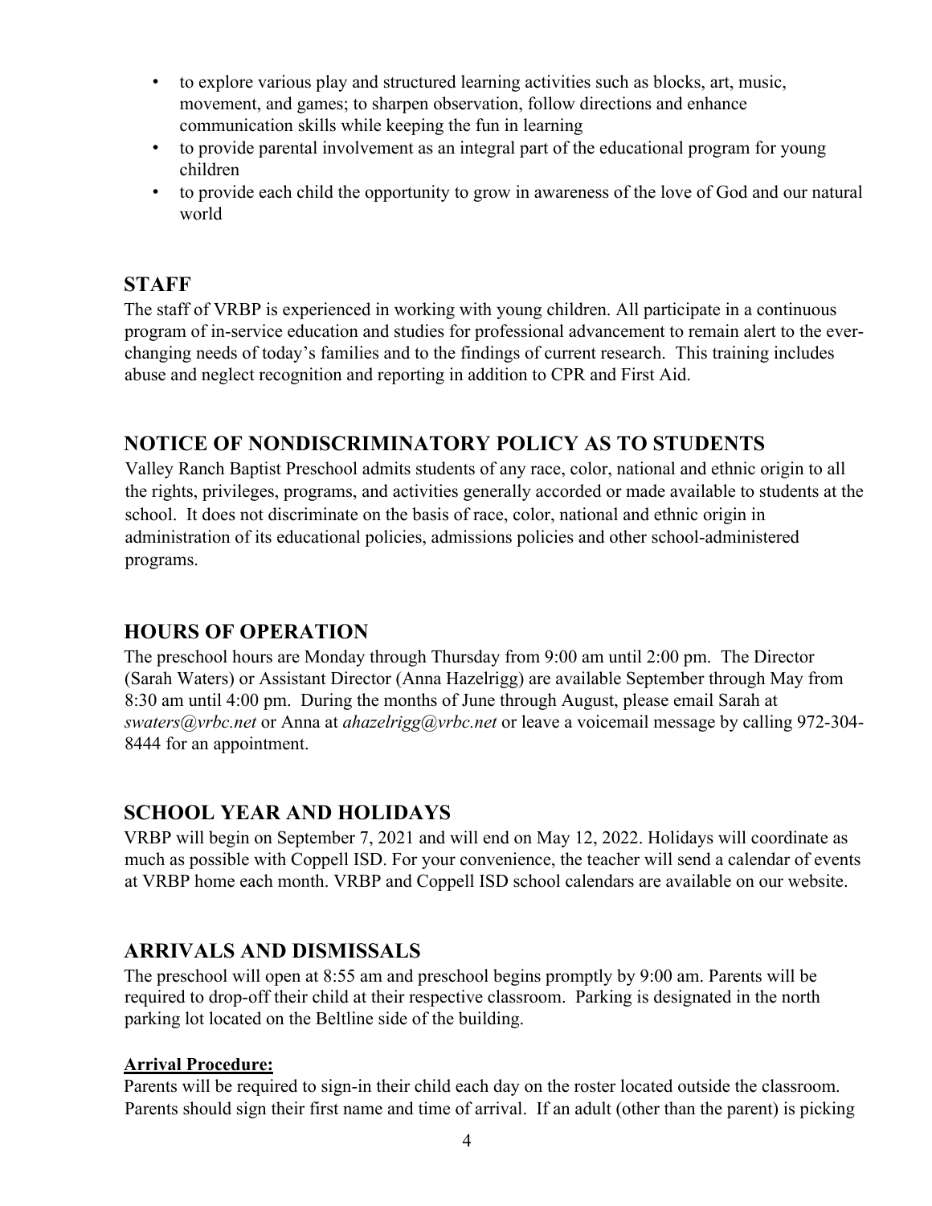- to explore various play and structured learning activities such as blocks, art, music, movement, and games; to sharpen observation, follow directions and enhance communication skills while keeping the fun in learning
- to provide parental involvement as an integral part of the educational program for young children
- to provide each child the opportunity to grow in awareness of the love of God and our natural world

## STAFF

The staff of VRBP is experienced in working with young children. All participate in a continuous program of in-service education and studies for professional advancement to remain alert to the ever-changing needs of today's families and to the findings of current research. This training includes abuse and neglect recognition and reporting in addition to CPR and First Aid.

## NOTICE OF NONDISCRIMINATORY POLICY AS TO STUDENTS

Valley Ranch Baptist Preschool admits students of any race, color, national and ethnic origin to all the rights, privileges, programs, and activities generally accorded or made available to students at the school. It does not discriminate on the basis of race, color, national and ethnic origin in administration of its educational policies, admissions policies and other school-administered programs.

## HOURS OF OPERATION

The preschool hours are Monday through Thursday from 9:00 am until 2:00 pm. The Director (Sarah Waters) or Assistant Director (Anna Hazelrigg) are available September through May from 8:30 am until 4:00 pm. During the months of June through August, please email Sarah at *swaters@vrbc.net* or Anna at *ahazelrigg@vrbc.net* or leave a voicemail message by calling 972-304-8444 for an appointment.

## SCHOOL YEAR AND HOLIDAYS

VRBP will begin on September 7, 2021 and will end on May 12, 2022. Holidays will coordinate as much as possible with Coppell ISD. For your convenience, the teacher will send a calendar of events at VRBP home each month. VRBP and Coppell ISD school calendars are available on our website.

## ARRIVALS AND DISMISSALS

The preschool will open at 8:55 am and preschool begins promptly by 9:00 am. Parents will be required to drop-off their child at their respective classroom. Parking is designated in the north parking lot located on the Beltline side of the building.

**Arrival Procedure:**

Parents will be required to sign-in their child each day on the roster located outside the classroom. Parents should sign their first name and time of arrival. If an adult (other than the parent) is picking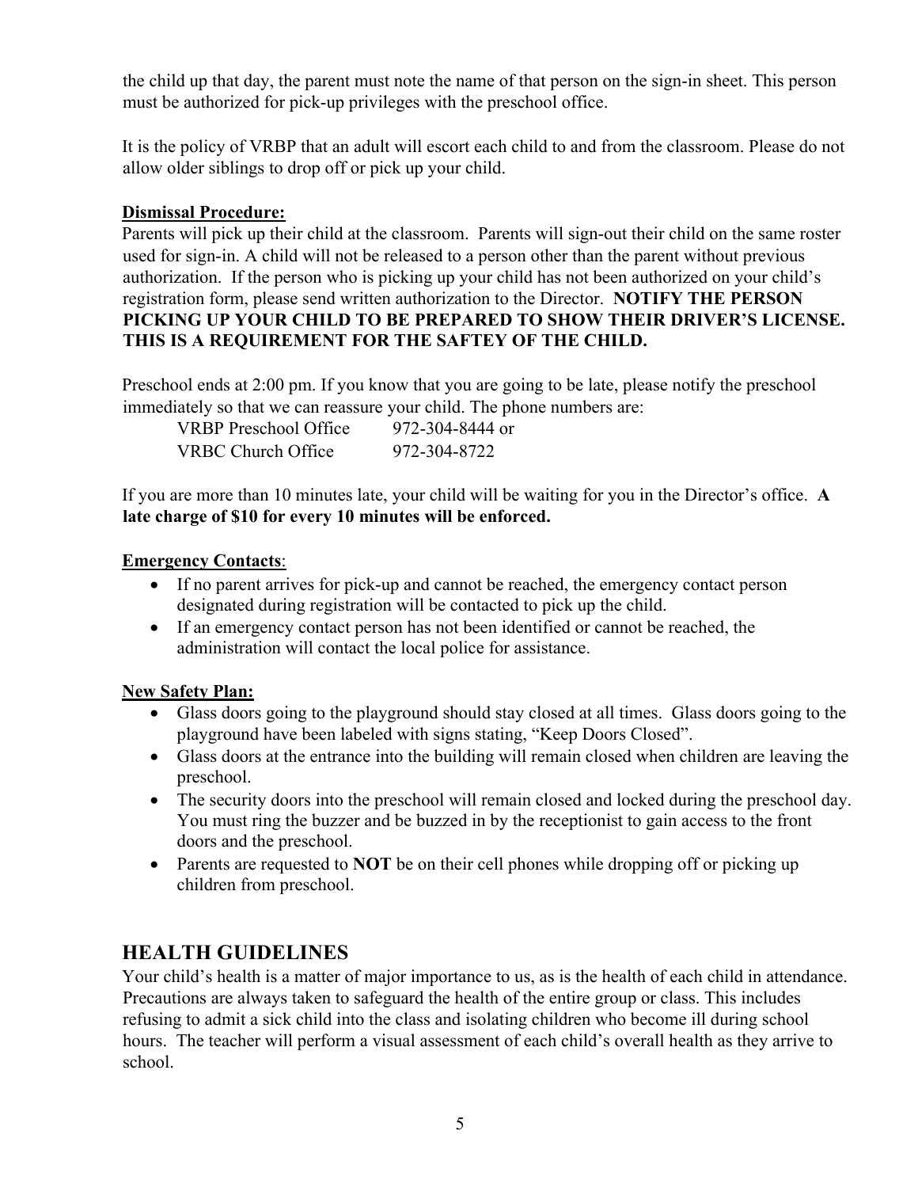the child up that day, the parent must note the name of that person on the sign-in sheet. This person must be authorized for pick-up privileges with the preschool office.

It is the policy of VRBP that an adult will escort each child to and from the classroom. Please do not allow older siblings to drop off or pick up your child.

**<u>Dismissal Procedure:</u>**

Parents will pick up their child at the classroom. Parents will sign-out their child on the same roster used for sign-in. A child will not be released to a person other than the parent without previous authorization. If the person who is picking up your child has not been authorized on your child's registration form, please send written authorization to the Director. **NOTIFY THE PERSON PICKING UP YOUR CHILD TO BE PREPARED TO SHOW THEIR DRIVER'S LICENSE. THIS IS A REQUIREMENT FOR THE SAFTEY OF THE CHILD.**

Preschool ends at 2:00 pm. If you know that you are going to be late, please notify the preschool immediately so that we can reassure your child. The phone numbers are:

VRBP Preschool Office 972-304-8444 or
VRBC Church Office 972-304-8722

If you are more than 10 minutes late, your child will be waiting for you in the Director's office. **A late charge of $10 for every 10 minutes will be enforced.**

**<u>Emergency Contacts</u>**:

- If no parent arrives for pick-up and cannot be reached, the emergency contact person designated during registration will be contacted to pick up the child.
- If an emergency contact person has not been identified or cannot be reached, the administration will contact the local police for assistance.

**<u>New Safety Plan:</u>**

- Glass doors going to the playground should stay closed at all times. Glass doors going to the playground have been labeled with signs stating, "Keep Doors Closed".
- Glass doors at the entrance into the building will remain closed when children are leaving the preschool.
- The security doors into the preschool will remain closed and locked during the preschool day. You must ring the buzzer and be buzzed in by the receptionist to gain access to the front doors and the preschool.
- Parents are requested to **NOT** be on their cell phones while dropping off or picking up children from preschool.

## HEALTH GUIDELINES

Your child's health is a matter of major importance to us, as is the health of each child in attendance. Precautions are always taken to safeguard the health of the entire group or class. This includes refusing to admit a sick child into the class and isolating children who become ill during school hours. The teacher will perform a visual assessment of each child's overall health as they arrive to school.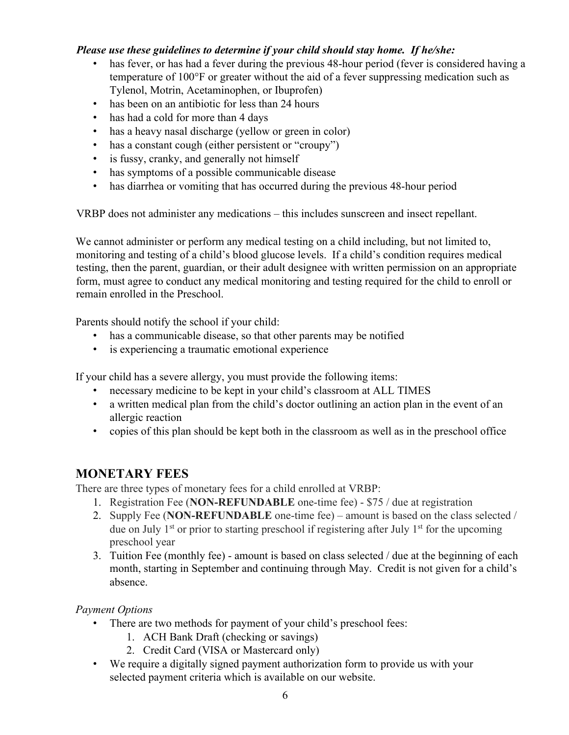***Please use these guidelines to determine if your child should stay home. If he/she:***

- has fever, or has had a fever during the previous 48-hour period (fever is considered having a temperature of 100°F or greater without the aid of a fever suppressing medication such as Tylenol, Motrin, Acetaminophen, or Ibuprofen)
- has been on an antibiotic for less than 24 hours
- has had a cold for more than 4 days
- has a heavy nasal discharge (yellow or green in color)
- has a constant cough (either persistent or "croupy")
- is fussy, cranky, and generally not himself
- has symptoms of a possible communicable disease
- has diarrhea or vomiting that has occurred during the previous 48-hour period

VRBP does not administer any medications – this includes sunscreen and insect repellant.

We cannot administer or perform any medical testing on a child including, but not limited to, monitoring and testing of a child's blood glucose levels. If a child's condition requires medical testing, then the parent, guardian, or their adult designee with written permission on an appropriate form, must agree to conduct any medical monitoring and testing required for the child to enroll or remain enrolled in the Preschool.

Parents should notify the school if your child:

- has a communicable disease, so that other parents may be notified
- is experiencing a traumatic emotional experience

If your child has a severe allergy, you must provide the following items:

- necessary medicine to be kept in your child's classroom at ALL TIMES
- a written medical plan from the child's doctor outlining an action plan in the event of an allergic reaction
- copies of this plan should be kept both in the classroom as well as in the preschool office

## MONETARY FEES

There are three types of monetary fees for a child enrolled at VRBP:

1. Registration Fee (**NON-REFUNDABLE** one-time fee) - $75 / due at registration
2. Supply Fee (**NON-REFUNDABLE** one-time fee) – amount is based on the class selected / due on July 1st or prior to starting preschool if registering after July 1st for the upcoming preschool year
3. Tuition Fee (monthly fee) - amount is based on class selected / due at the beginning of each month, starting in September and continuing through May. Credit is not given for a child's absence.

*Payment Options*

- There are two methods for payment of your child's preschool fees:
  1. ACH Bank Draft (checking or savings)
  2. Credit Card (VISA or Mastercard only)
- We require a digitally signed payment authorization form to provide us with your selected payment criteria which is available on our website.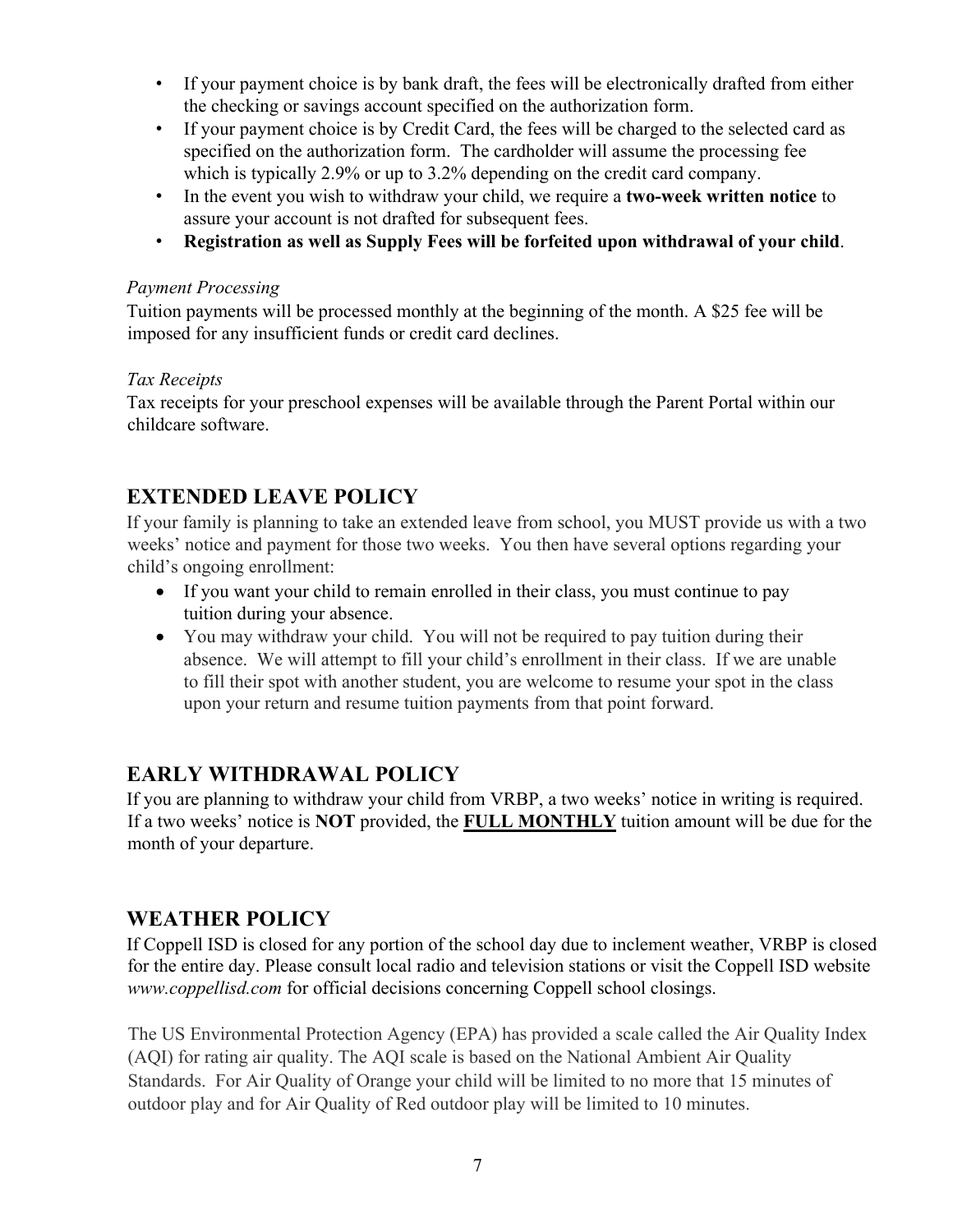- If your payment choice is by bank draft, the fees will be electronically drafted from either the checking or savings account specified on the authorization form.
- If your payment choice is by Credit Card, the fees will be charged to the selected card as specified on the authorization form. The cardholder will assume the processing fee which is typically 2.9% or up to 3.2% depending on the credit card company.
- In the event you wish to withdraw your child, we require a **two-week written notice** to assure your account is not drafted for subsequent fees.
- **Registration as well as Supply Fees will be forfeited upon withdrawal of your child**.

*Payment Processing*

Tuition payments will be processed monthly at the beginning of the month. A $25 fee will be imposed for any insufficient funds or credit card declines.

*Tax Receipts*

Tax receipts for your preschool expenses will be available through the Parent Portal within our childcare software.

## EXTENDED LEAVE POLICY

If your family is planning to take an extended leave from school, you MUST provide us with a two weeks' notice and payment for those two weeks. You then have several options regarding your child's ongoing enrollment:

- If you want your child to remain enrolled in their class, you must continue to pay tuition during your absence.
- You may withdraw your child. You will not be required to pay tuition during their absence. We will attempt to fill your child's enrollment in their class. If we are unable to fill their spot with another student, you are welcome to resume your spot in the class upon your return and resume tuition payments from that point forward.

## EARLY WITHDRAWAL POLICY

If you are planning to withdraw your child from VRBP, a two weeks' notice in writing is required. If a two weeks' notice is **NOT** provided, the **<u>FULL MONTHLY</u>** tuition amount will be due for the month of your departure.

## WEATHER POLICY

If Coppell ISD is closed for any portion of the school day due to inclement weather, VRBP is closed for the entire day. Please consult local radio and television stations or visit the Coppell ISD website *www.coppellisd.com* for official decisions concerning Coppell school closings.

The US Environmental Protection Agency (EPA) has provided a scale called the Air Quality Index (AQI) for rating air quality. The AQI scale is based on the National Ambient Air Quality Standards. For Air Quality of Orange your child will be limited to no more that 15 minutes of outdoor play and for Air Quality of Red outdoor play will be limited to 10 minutes.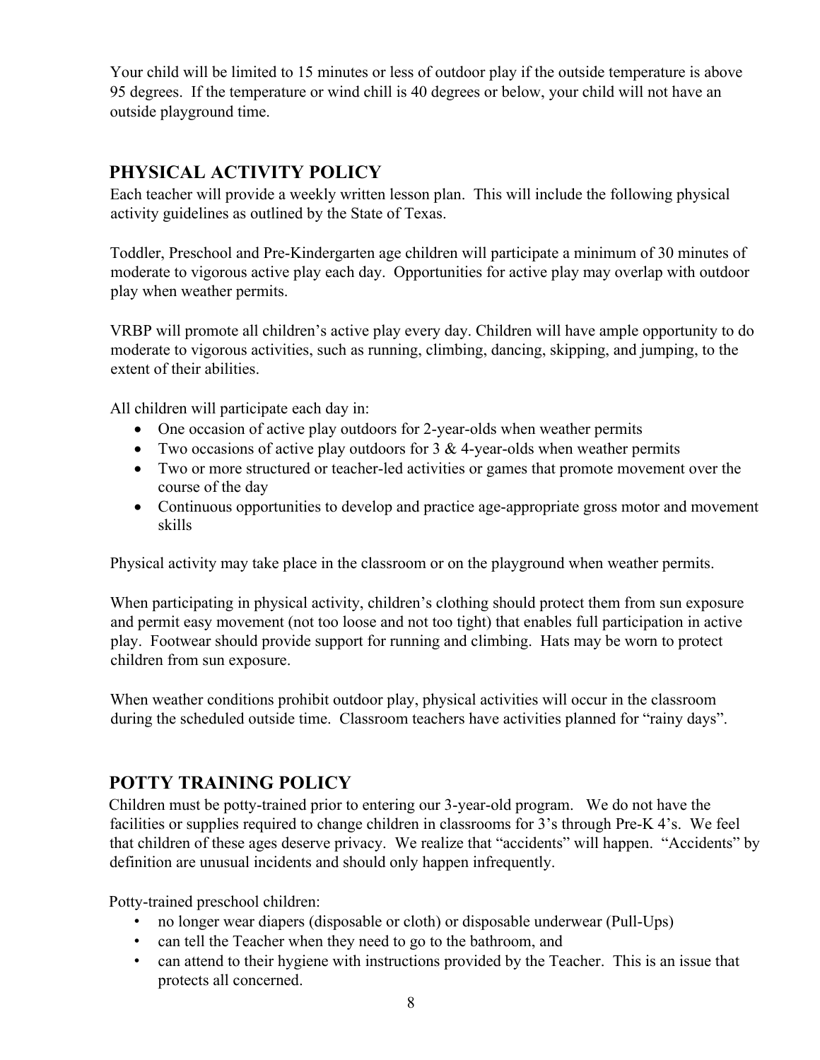Your child will be limited to 15 minutes or less of outdoor play if the outside temperature is above 95 degrees. If the temperature or wind chill is 40 degrees or below, your child will not have an outside playground time.

## PHYSICAL ACTIVITY POLICY

Each teacher will provide a weekly written lesson plan. This will include the following physical activity guidelines as outlined by the State of Texas.

Toddler, Preschool and Pre-Kindergarten age children will participate a minimum of 30 minutes of moderate to vigorous active play each day. Opportunities for active play may overlap with outdoor play when weather permits.

VRBP will promote all children's active play every day. Children will have ample opportunity to do moderate to vigorous activities, such as running, climbing, dancing, skipping, and jumping, to the extent of their abilities.

All children will participate each day in:

- One occasion of active play outdoors for 2-year-olds when weather permits
- Two occasions of active play outdoors for 3 & 4-year-olds when weather permits
- Two or more structured or teacher-led activities or games that promote movement over the course of the day
- Continuous opportunities to develop and practice age-appropriate gross motor and movement skills

Physical activity may take place in the classroom or on the playground when weather permits.

When participating in physical activity, children's clothing should protect them from sun exposure and permit easy movement (not too loose and not too tight) that enables full participation in active play. Footwear should provide support for running and climbing. Hats may be worn to protect children from sun exposure.

When weather conditions prohibit outdoor play, physical activities will occur in the classroom during the scheduled outside time. Classroom teachers have activities planned for "rainy days".

## POTTY TRAINING POLICY

Children must be potty-trained prior to entering our 3-year-old program. We do not have the facilities or supplies required to change children in classrooms for 3's through Pre-K 4's. We feel that children of these ages deserve privacy. We realize that "accidents" will happen. "Accidents" by definition are unusual incidents and should only happen infrequently.

Potty-trained preschool children:

- no longer wear diapers (disposable or cloth) or disposable underwear (Pull-Ups)
- can tell the Teacher when they need to go to the bathroom, and
- can attend to their hygiene with instructions provided by the Teacher. This is an issue that protects all concerned.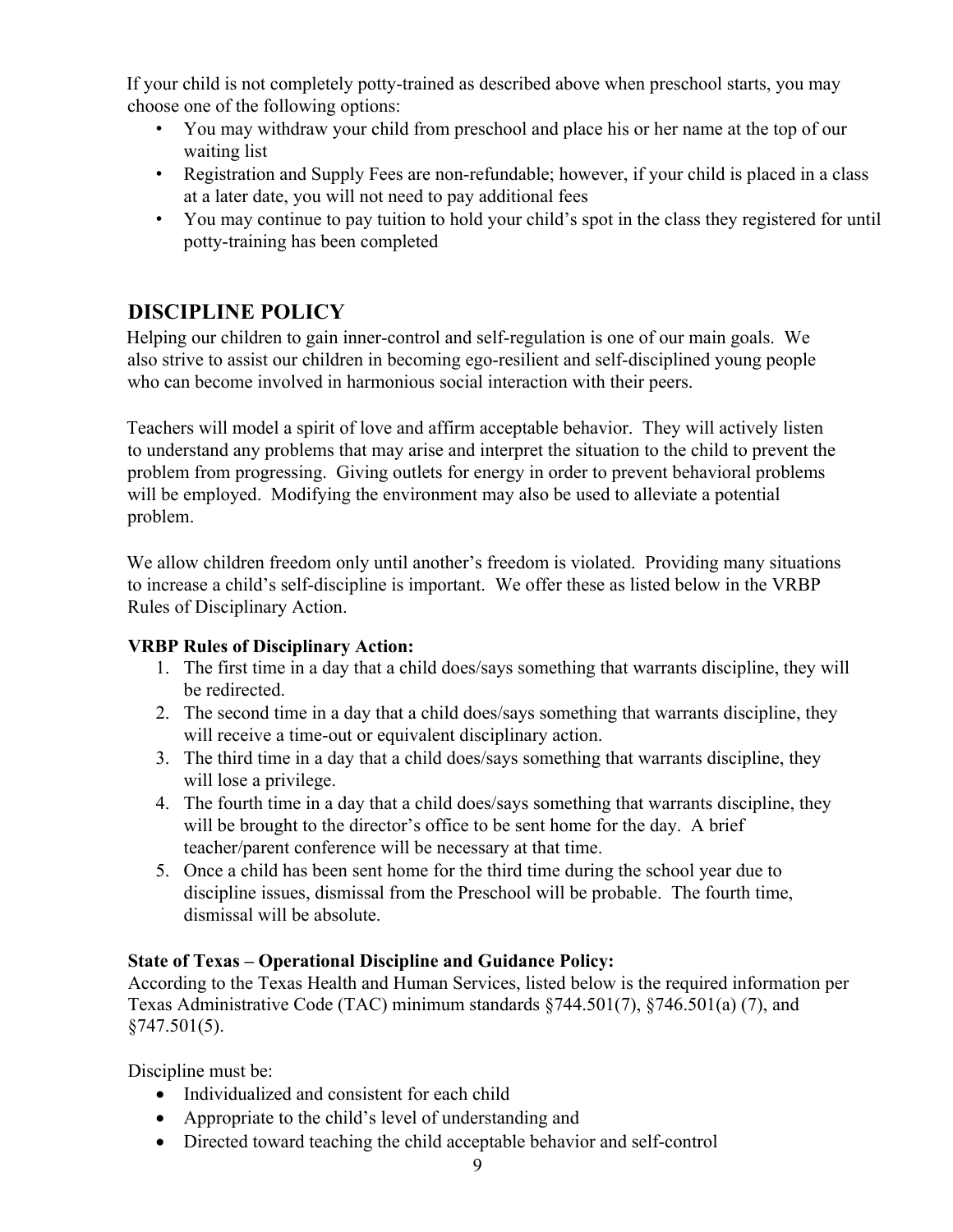If your child is not completely potty-trained as described above when preschool starts, you may choose one of the following options:

- You may withdraw your child from preschool and place his or her name at the top of our waiting list
- Registration and Supply Fees are non-refundable; however, if your child is placed in a class at a later date, you will not need to pay additional fees
- You may continue to pay tuition to hold your child's spot in the class they registered for until potty-training has been completed

## DISCIPLINE POLICY

Helping our children to gain inner-control and self-regulation is one of our main goals. We also strive to assist our children in becoming ego-resilient and self-disciplined young people who can become involved in harmonious social interaction with their peers.

Teachers will model a spirit of love and affirm acceptable behavior. They will actively listen to understand any problems that may arise and interpret the situation to the child to prevent the problem from progressing. Giving outlets for energy in order to prevent behavioral problems will be employed. Modifying the environment may also be used to alleviate a potential problem.

We allow children freedom only until another's freedom is violated. Providing many situations to increase a child's self-discipline is important. We offer these as listed below in the VRBP Rules of Disciplinary Action.

**VRBP Rules of Disciplinary Action:**

1. The first time in a day that a child does/says something that warrants discipline, they will be redirected.
2. The second time in a day that a child does/says something that warrants discipline, they will receive a time-out or equivalent disciplinary action.
3. The third time in a day that a child does/says something that warrants discipline, they will lose a privilege.
4. The fourth time in a day that a child does/says something that warrants discipline, they will be brought to the director's office to be sent home for the day. A brief teacher/parent conference will be necessary at that time.
5. Once a child has been sent home for the third time during the school year due to discipline issues, dismissal from the Preschool will be probable. The fourth time, dismissal will be absolute.

**State of Texas – Operational Discipline and Guidance Policy:**

According to the Texas Health and Human Services, listed below is the required information per Texas Administrative Code (TAC) minimum standards §744.501(7), §746.501(a) (7), and §747.501(5).

Discipline must be:

- Individualized and consistent for each child
- Appropriate to the child's level of understanding and
- Directed toward teaching the child acceptable behavior and self-control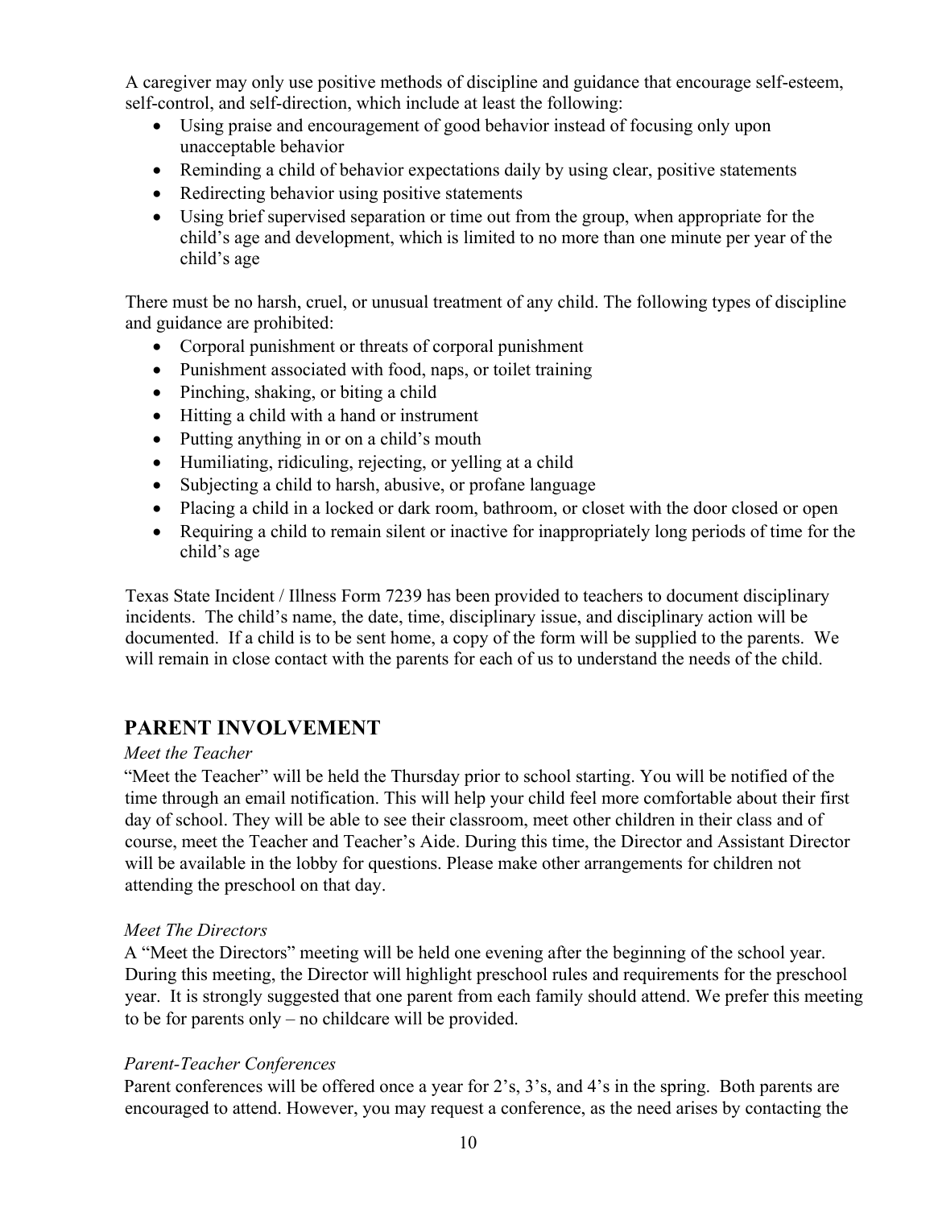A caregiver may only use positive methods of discipline and guidance that encourage self-esteem, self-control, and self-direction, which include at least the following:

- Using praise and encouragement of good behavior instead of focusing only upon unacceptable behavior
- Reminding a child of behavior expectations daily by using clear, positive statements
- Redirecting behavior using positive statements
- Using brief supervised separation or time out from the group, when appropriate for the child's age and development, which is limited to no more than one minute per year of the child's age

There must be no harsh, cruel, or unusual treatment of any child. The following types of discipline and guidance are prohibited:

- Corporal punishment or threats of corporal punishment
- Punishment associated with food, naps, or toilet training
- Pinching, shaking, or biting a child
- Hitting a child with a hand or instrument
- Putting anything in or on a child's mouth
- Humiliating, ridiculing, rejecting, or yelling at a child
- Subjecting a child to harsh, abusive, or profane language
- Placing a child in a locked or dark room, bathroom, or closet with the door closed or open
- Requiring a child to remain silent or inactive for inappropriately long periods of time for the child's age

Texas State Incident / Illness Form 7239 has been provided to teachers to document disciplinary incidents. The child's name, the date, time, disciplinary issue, and disciplinary action will be documented. If a child is to be sent home, a copy of the form will be supplied to the parents. We will remain in close contact with the parents for each of us to understand the needs of the child.

## PARENT INVOLVEMENT

*Meet the Teacher*

"Meet the Teacher" will be held the Thursday prior to school starting. You will be notified of the time through an email notification. This will help your child feel more comfortable about their first day of school. They will be able to see their classroom, meet other children in their class and of course, meet the Teacher and Teacher's Aide. During this time, the Director and Assistant Director will be available in the lobby for questions. Please make other arrangements for children not attending the preschool on that day.

*Meet The Directors*

A "Meet the Directors" meeting will be held one evening after the beginning of the school year. During this meeting, the Director will highlight preschool rules and requirements for the preschool year. It is strongly suggested that one parent from each family should attend. We prefer this meeting to be for parents only – no childcare will be provided.

*Parent-Teacher Conferences*

Parent conferences will be offered once a year for 2's, 3's, and 4's in the spring. Both parents are encouraged to attend. However, you may request a conference, as the need arises by contacting the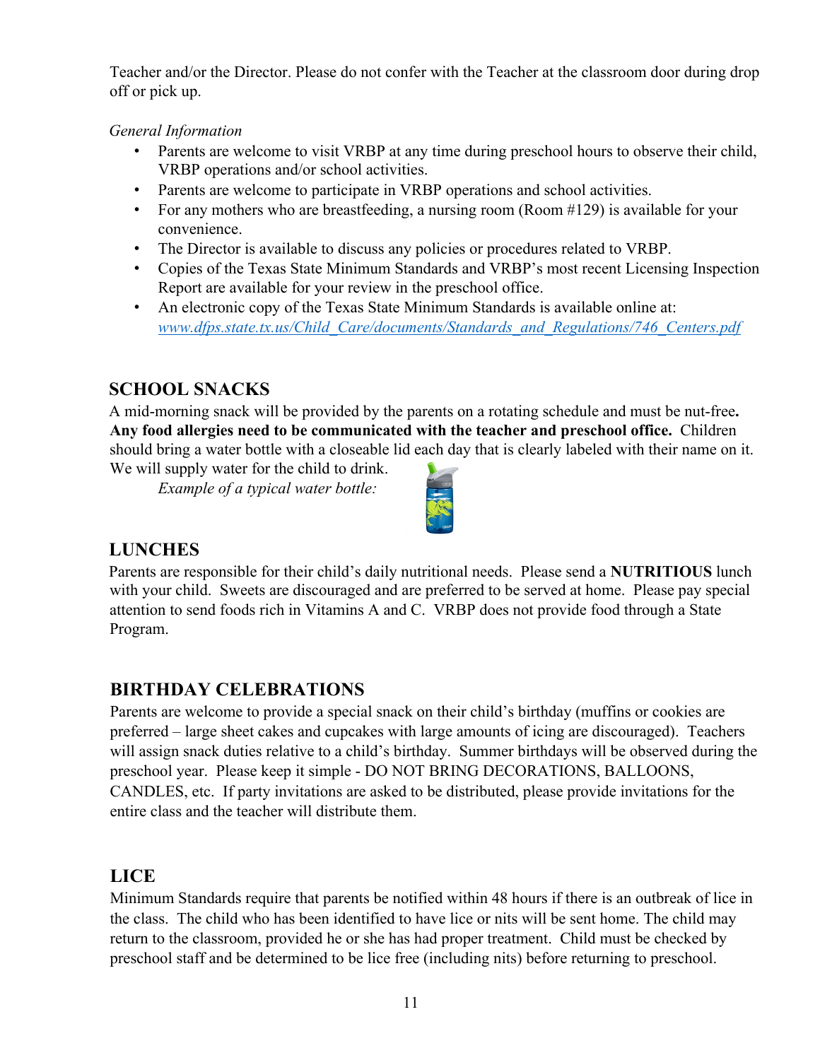Teacher and/or the Director. Please do not confer with the Teacher at the classroom door during drop off or pick up.

*General Information*

- Parents are welcome to visit VRBP at any time during preschool hours to observe their child, VRBP operations and/or school activities.
- Parents are welcome to participate in VRBP operations and school activities.
- For any mothers who are breastfeeding, a nursing room (Room #129) is available for your convenience.
- The Director is available to discuss any policies or procedures related to VRBP.
- Copies of the Texas State Minimum Standards and VRBP's most recent Licensing Inspection Report are available for your review in the preschool office.
- An electronic copy of the Texas State Minimum Standards is available online at: www.dfps.state.tx.us/Child_Care/documents/Standards_and_Regulations/746_Centers.pdf

## SCHOOL SNACKS

A mid-morning snack will be provided by the parents on a rotating schedule and must be nut-free**. Any food allergies need to be communicated with the teacher and preschool office.** Children should bring a water bottle with a closeable lid each day that is clearly labeled with their name on it. We will supply water for the child to drink.

*Example of a typical water bottle:*

## LUNCHES

Parents are responsible for their child's daily nutritional needs. Please send a **NUTRITIOUS** lunch with your child. Sweets are discouraged and are preferred to be served at home. Please pay special attention to send foods rich in Vitamins A and C. VRBP does not provide food through a State Program.

## BIRTHDAY CELEBRATIONS

Parents are welcome to provide a special snack on their child's birthday (muffins or cookies are preferred – large sheet cakes and cupcakes with large amounts of icing are discouraged). Teachers will assign snack duties relative to a child's birthday. Summer birthdays will be observed during the preschool year. Please keep it simple - DO NOT BRING DECORATIONS, BALLOONS, CANDLES, etc. If party invitations are asked to be distributed, please provide invitations for the entire class and the teacher will distribute them.

## LICE

Minimum Standards require that parents be notified within 48 hours if there is an outbreak of lice in the class. The child who has been identified to have lice or nits will be sent home. The child may return to the classroom, provided he or she has had proper treatment. Child must be checked by preschool staff and be determined to be lice free (including nits) before returning to preschool.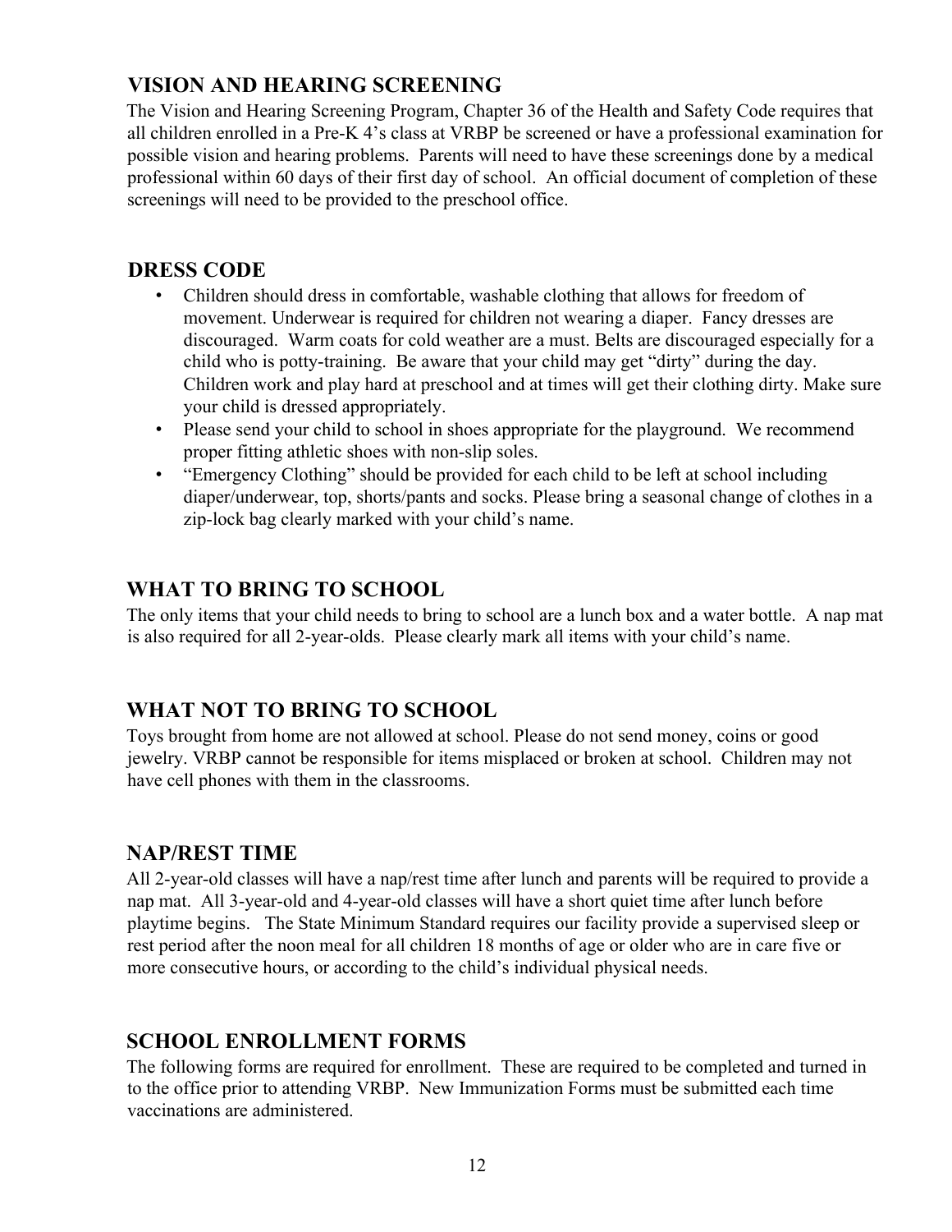## VISION AND HEARING SCREENING

The Vision and Hearing Screening Program, Chapter 36 of the Health and Safety Code requires that all children enrolled in a Pre-K 4's class at VRBP be screened or have a professional examination for possible vision and hearing problems. Parents will need to have these screenings done by a medical professional within 60 days of their first day of school. An official document of completion of these screenings will need to be provided to the preschool office.

## DRESS CODE

- Children should dress in comfortable, washable clothing that allows for freedom of movement. Underwear is required for children not wearing a diaper. Fancy dresses are discouraged. Warm coats for cold weather are a must. Belts are discouraged especially for a child who is potty-training. Be aware that your child may get "dirty" during the day. Children work and play hard at preschool and at times will get their clothing dirty. Make sure your child is dressed appropriately.
- Please send your child to school in shoes appropriate for the playground. We recommend proper fitting athletic shoes with non-slip soles.
- "Emergency Clothing" should be provided for each child to be left at school including diaper/underwear, top, shorts/pants and socks. Please bring a seasonal change of clothes in a zip-lock bag clearly marked with your child's name.

## WHAT TO BRING TO SCHOOL

The only items that your child needs to bring to school are a lunch box and a water bottle. A nap mat is also required for all 2-year-olds. Please clearly mark all items with your child's name.

## WHAT NOT TO BRING TO SCHOOL

Toys brought from home are not allowed at school. Please do not send money, coins or good jewelry. VRBP cannot be responsible for items misplaced or broken at school. Children may not have cell phones with them in the classrooms.

## NAP/REST TIME

All 2-year-old classes will have a nap/rest time after lunch and parents will be required to provide a nap mat. All 3-year-old and 4-year-old classes will have a short quiet time after lunch before playtime begins. The State Minimum Standard requires our facility provide a supervised sleep or rest period after the noon meal for all children 18 months of age or older who are in care five or more consecutive hours, or according to the child's individual physical needs.

## SCHOOL ENROLLMENT FORMS

The following forms are required for enrollment. These are required to be completed and turned in to the office prior to attending VRBP. New Immunization Forms must be submitted each time vaccinations are administered.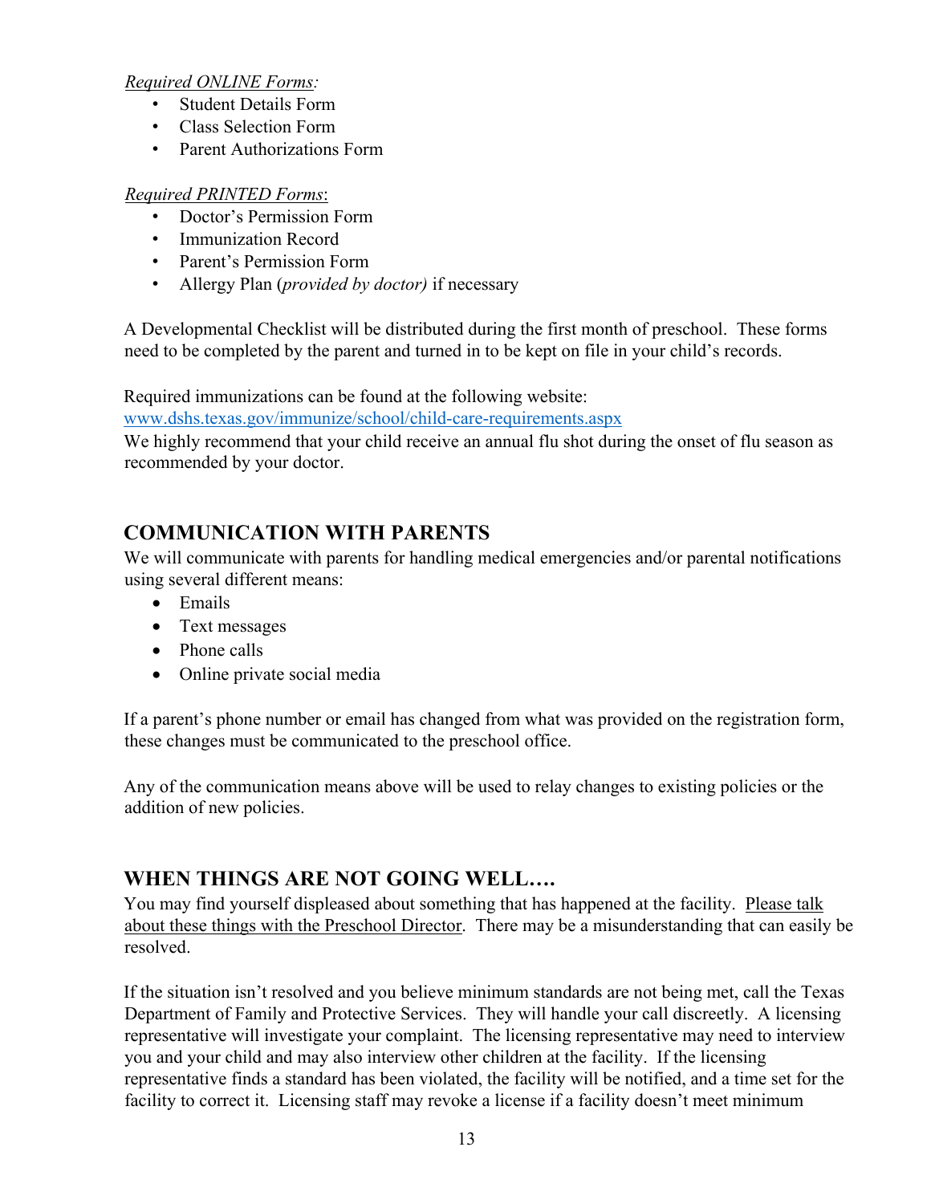*<u>Required ONLINE Forms</u>:*

- Student Details Form
- Class Selection Form
- Parent Authorizations Form

*<u>Required PRINTED Forms</u>*:

- Doctor's Permission Form
- Immunization Record
- Parent's Permission Form
- Allergy Plan (*provided by doctor)* if necessary

A Developmental Checklist will be distributed during the first month of preschool. These forms need to be completed by the parent and turned in to be kept on file in your child's records.

Required immunizations can be found at the following website:
[www.dshs.texas.gov/immunize/school/child-care-requirements.aspx](http://www.dshs.texas.gov/immunize/school/child-care-requirements.aspx)
We highly recommend that your child receive an annual flu shot during the onset of flu season as recommended by your doctor.

## COMMUNICATION WITH PARENTS

We will communicate with parents for handling medical emergencies and/or parental notifications using several different means:

- Emails
- Text messages
- Phone calls
- Online private social media

If a parent's phone number or email has changed from what was provided on the registration form, these changes must be communicated to the preschool office.

Any of the communication means above will be used to relay changes to existing policies or the addition of new policies.

## WHEN THINGS ARE NOT GOING WELL….

You may find yourself displeased about something that has happened at the facility. <u>Please talk about these things with the Preschool Director</u>. There may be a misunderstanding that can easily be resolved.

If the situation isn't resolved and you believe minimum standards are not being met, call the Texas Department of Family and Protective Services. They will handle your call discreetly. A licensing representative will investigate your complaint. The licensing representative may need to interview you and your child and may also interview other children at the facility. If the licensing representative finds a standard has been violated, the facility will be notified, and a time set for the facility to correct it. Licensing staff may revoke a license if a facility doesn't meet minimum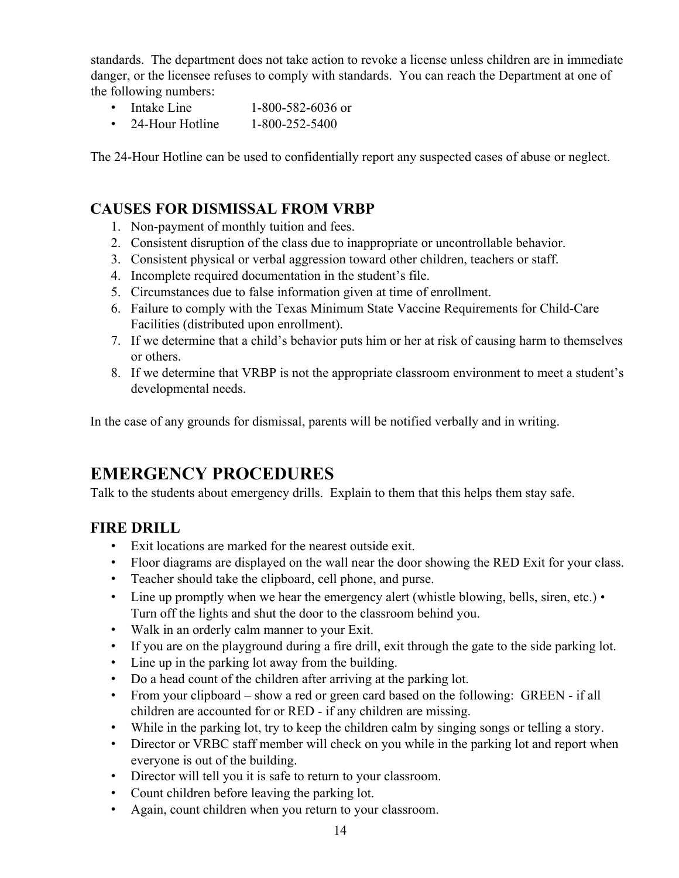standards. The department does not take action to revoke a license unless children are in immediate danger, or the licensee refuses to comply with standards. You can reach the Department at one of the following numbers:

- Intake Line 1-800-582-6036 or
- 24-Hour Hotline 1-800-252-5400

The 24-Hour Hotline can be used to confidentially report any suspected cases of abuse or neglect.

### CAUSES FOR DISMISSAL FROM VRBP

1. Non-payment of monthly tuition and fees.
2. Consistent disruption of the class due to inappropriate or uncontrollable behavior.
3. Consistent physical or verbal aggression toward other children, teachers or staff.
4. Incomplete required documentation in the student's file.
5. Circumstances due to false information given at time of enrollment.
6. Failure to comply with the Texas Minimum State Vaccine Requirements for Child-Care Facilities (distributed upon enrollment).
7. If we determine that a child's behavior puts him or her at risk of causing harm to themselves or others.
8. If we determine that VRBP is not the appropriate classroom environment to meet a student's developmental needs.

In the case of any grounds for dismissal, parents will be notified verbally and in writing.

## EMERGENCY PROCEDURES

Talk to the students about emergency drills. Explain to them that this helps them stay safe.

### FIRE DRILL

- Exit locations are marked for the nearest outside exit.
- Floor diagrams are displayed on the wall near the door showing the RED Exit for your class.
- Teacher should take the clipboard, cell phone, and purse.
- Line up promptly when we hear the emergency alert (whistle blowing, bells, siren, etc.) • Turn off the lights and shut the door to the classroom behind you.
- Walk in an orderly calm manner to your Exit.
- If you are on the playground during a fire drill, exit through the gate to the side parking lot.
- Line up in the parking lot away from the building.
- Do a head count of the children after arriving at the parking lot.
- From your clipboard – show a red or green card based on the following: GREEN - if all children are accounted for or RED - if any children are missing.
- While in the parking lot, try to keep the children calm by singing songs or telling a story.
- Director or VRBC staff member will check on you while in the parking lot and report when everyone is out of the building.
- Director will tell you it is safe to return to your classroom.
- Count children before leaving the parking lot.
- Again, count children when you return to your classroom.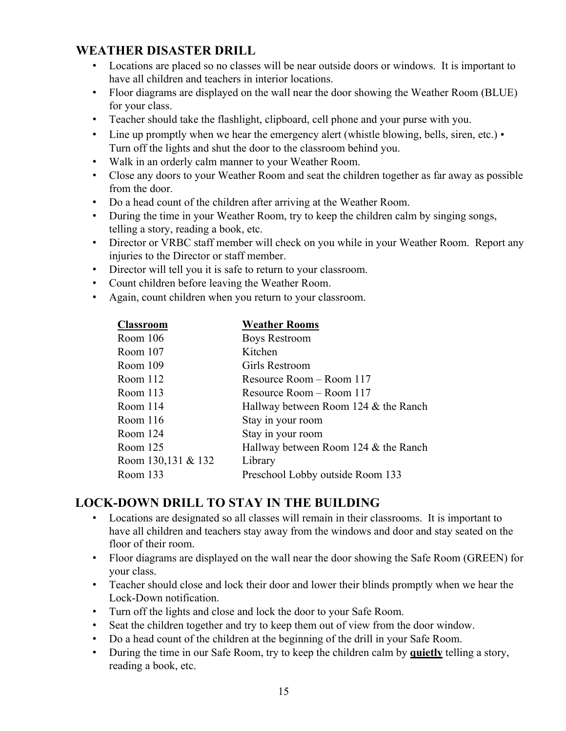## WEATHER DISASTER DRILL

- Locations are placed so no classes will be near outside doors or windows. It is important to have all children and teachers in interior locations.
- Floor diagrams are displayed on the wall near the door showing the Weather Room (BLUE) for your class.
- Teacher should take the flashlight, clipboard, cell phone and your purse with you.
- Line up promptly when we hear the emergency alert (whistle blowing, bells, siren, etc.) • Turn off the lights and shut the door to the classroom behind you.
- Walk in an orderly calm manner to your Weather Room.
- Close any doors to your Weather Room and seat the children together as far away as possible from the door.
- Do a head count of the children after arriving at the Weather Room.
- During the time in your Weather Room, try to keep the children calm by singing songs, telling a story, reading a book, etc.
- Director or VRBC staff member will check on you while in your Weather Room. Report any injuries to the Director or staff member.
- Director will tell you it is safe to return to your classroom.
- Count children before leaving the Weather Room.
- Again, count children when you return to your classroom.

| Classroom | Weather Rooms |
|---|---|
| Room 106 | Boys Restroom |
| Room 107 | Kitchen |
| Room 109 | Girls Restroom |
| Room 112 | Resource Room – Room 117 |
| Room 113 | Resource Room – Room 117 |
| Room 114 | Hallway between Room 124 & the Ranch |
| Room 116 | Stay in your room |
| Room 124 | Stay in your room |
| Room 125 | Hallway between Room 124 & the Ranch |
| Room 130,131 & 132 | Library |
| Room 133 | Preschool Lobby outside Room 133 |

## LOCK-DOWN DRILL TO STAY IN THE BUILDING

- Locations are designated so all classes will remain in their classrooms. It is important to have all children and teachers stay away from the windows and door and stay seated on the floor of their room.
- Floor diagrams are displayed on the wall near the door showing the Safe Room (GREEN) for your class.
- Teacher should close and lock their door and lower their blinds promptly when we hear the Lock-Down notification.
- Turn off the lights and close and lock the door to your Safe Room.
- Seat the children together and try to keep them out of view from the door window.
- Do a head count of the children at the beginning of the drill in your Safe Room.
- During the time in our Safe Room, try to keep the children calm by **quietly** telling a story, reading a book, etc.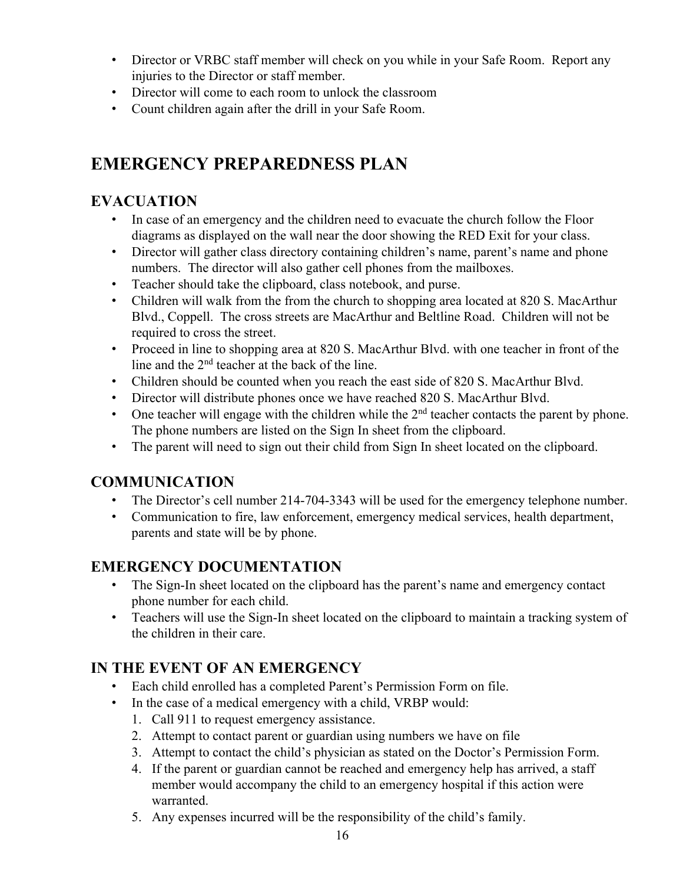- Director or VRBC staff member will check on you while in your Safe Room. Report any injuries to the Director or staff member.
- Director will come to each room to unlock the classroom
- Count children again after the drill in your Safe Room.

# EMERGENCY PREPAREDNESS PLAN

## EVACUATION

- In case of an emergency and the children need to evacuate the church follow the Floor diagrams as displayed on the wall near the door showing the RED Exit for your class.
- Director will gather class directory containing children's name, parent's name and phone numbers. The director will also gather cell phones from the mailboxes.
- Teacher should take the clipboard, class notebook, and purse.
- Children will walk from the from the church to shopping area located at 820 S. MacArthur Blvd., Coppell. The cross streets are MacArthur and Beltline Road. Children will not be required to cross the street.
- Proceed in line to shopping area at 820 S. MacArthur Blvd. with one teacher in front of the line and the 2nd teacher at the back of the line.
- Children should be counted when you reach the east side of 820 S. MacArthur Blvd.
- Director will distribute phones once we have reached 820 S. MacArthur Blvd.
- One teacher will engage with the children while the 2nd teacher contacts the parent by phone. The phone numbers are listed on the Sign In sheet from the clipboard.
- The parent will need to sign out their child from Sign In sheet located on the clipboard.

## COMMUNICATION

- The Director's cell number 214-704-3343 will be used for the emergency telephone number.
- Communication to fire, law enforcement, emergency medical services, health department, parents and state will be by phone.

## EMERGENCY DOCUMENTATION

- The Sign-In sheet located on the clipboard has the parent's name and emergency contact phone number for each child.
- Teachers will use the Sign-In sheet located on the clipboard to maintain a tracking system of the children in their care.

## IN THE EVENT OF AN EMERGENCY

- Each child enrolled has a completed Parent's Permission Form on file.
- In the case of a medical emergency with a child, VRBP would:
  1. Call 911 to request emergency assistance.
  2. Attempt to contact parent or guardian using numbers we have on file
  3. Attempt to contact the child's physician as stated on the Doctor's Permission Form.
  4. If the parent or guardian cannot be reached and emergency help has arrived, a staff member would accompany the child to an emergency hospital if this action were warranted.
  5. Any expenses incurred will be the responsibility of the child's family.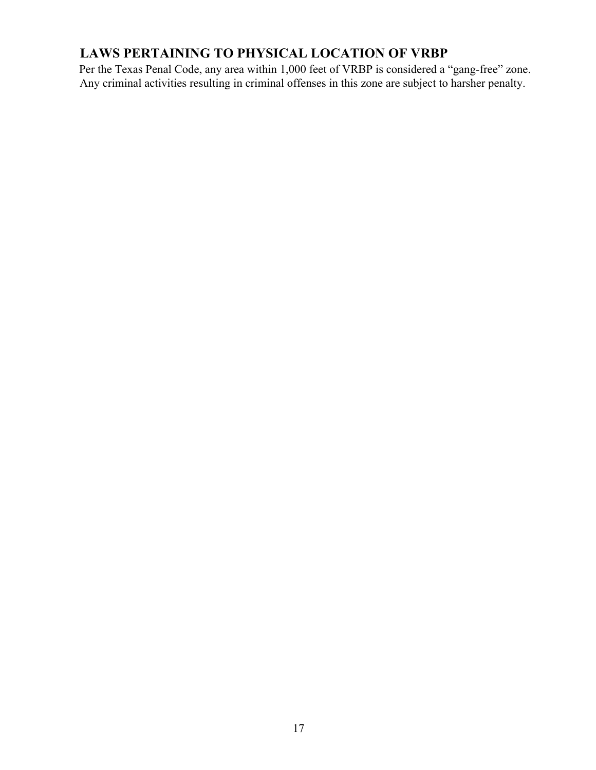## LAWS PERTAINING TO PHYSICAL LOCATION OF VRBP

Per the Texas Penal Code, any area within 1,000 feet of VRBP is considered a "gang-free" zone. Any criminal activities resulting in criminal offenses in this zone are subject to harsher penalty.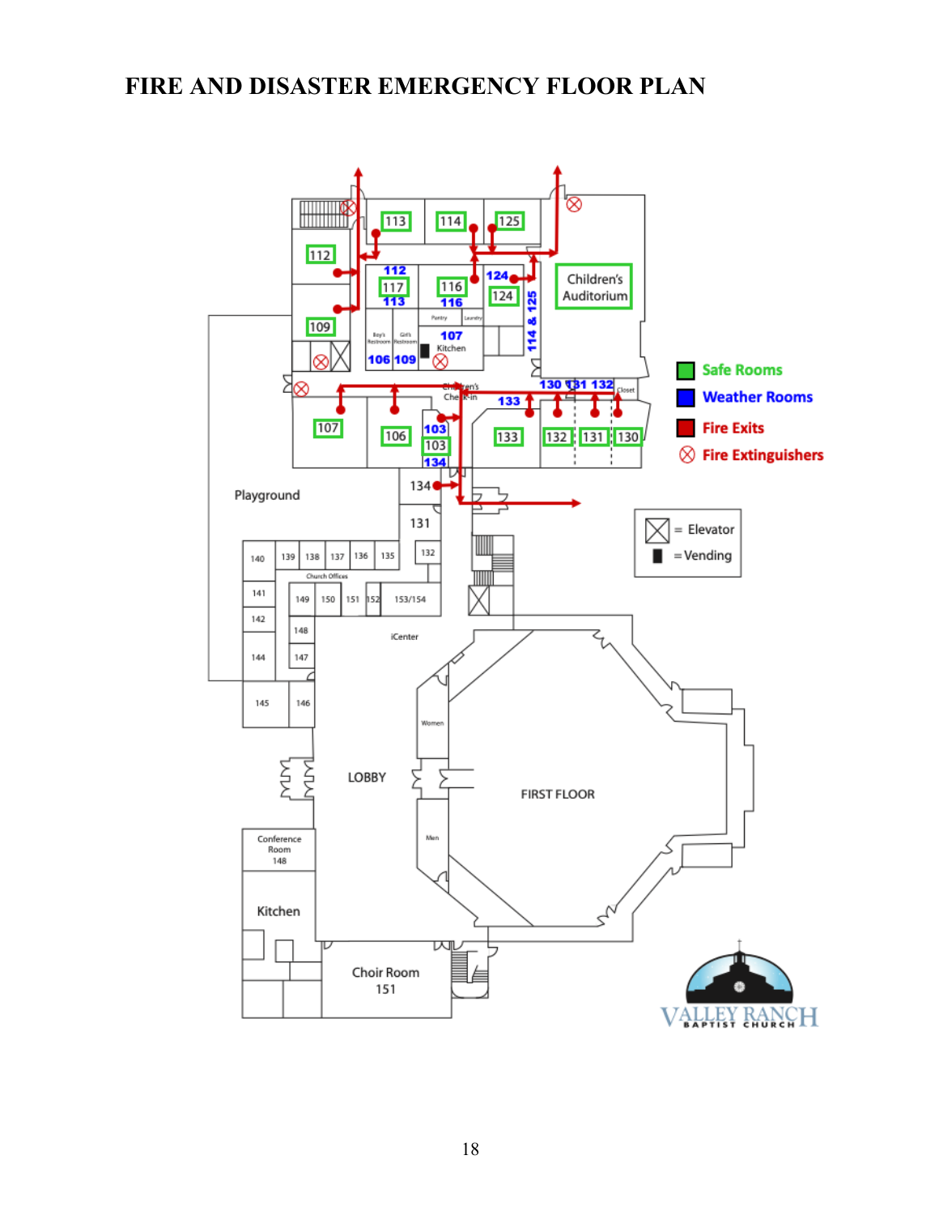# FIRE AND DISASTER EMERGENCY FLOOR PLAN

Safe Rooms

Weather Rooms

Fire Exits

Fire Extinguishers

= Elevator

= Vending